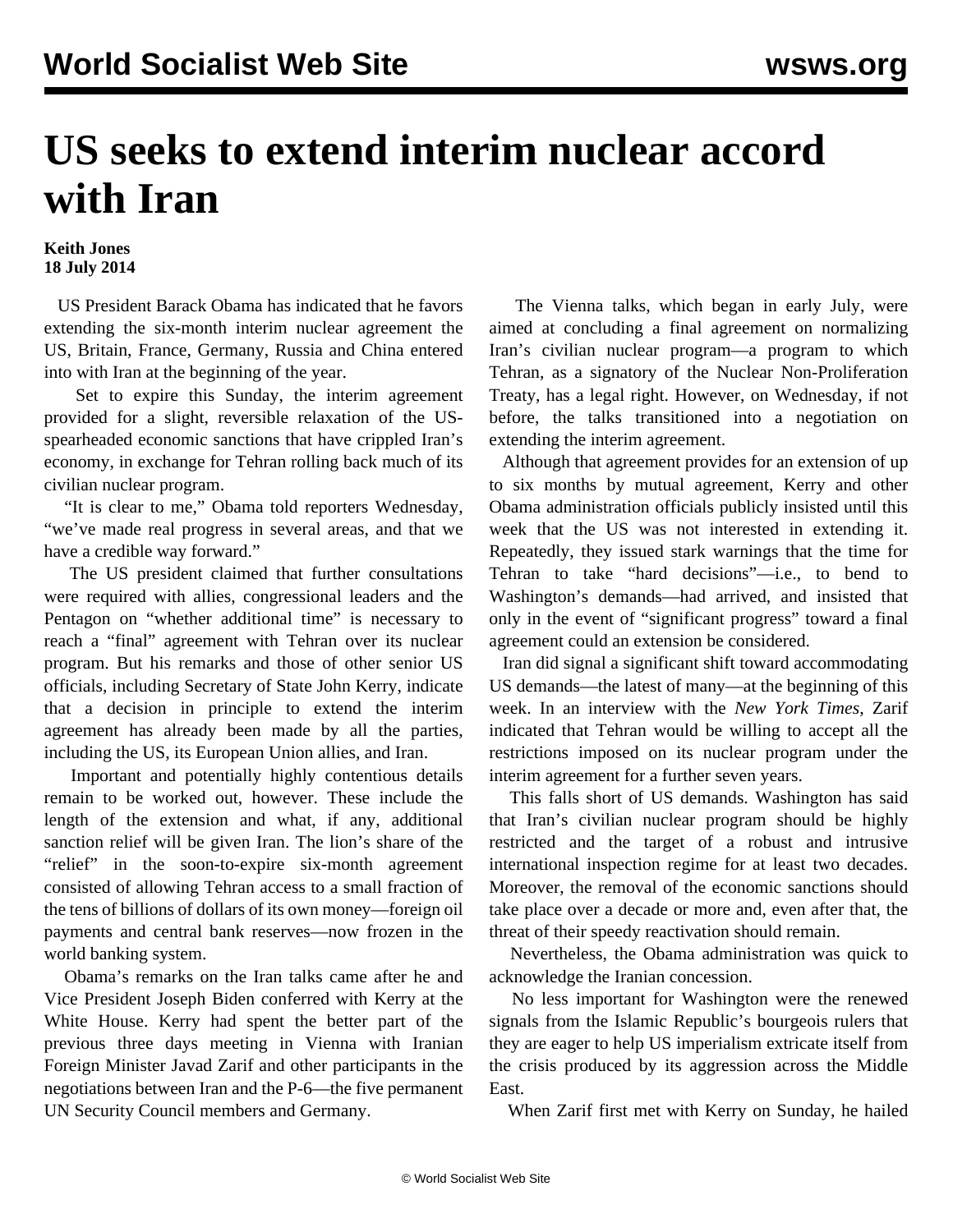# US seeks to extend interim nuclear accord with Iran

**Keith Jones**
**18 July 2014**

US President Barack Obama has indicated that he favors extending the six-month interim nuclear agreement the US, Britain, France, Germany, Russia and China entered into with Iran at the beginning of the year.

Set to expire this Sunday, the interim agreement provided for a slight, reversible relaxation of the US-spearheaded economic sanctions that have crippled Iran's economy, in exchange for Tehran rolling back much of its civilian nuclear program.

"It is clear to me," Obama told reporters Wednesday, "we've made real progress in several areas, and that we have a credible way forward."

The US president claimed that further consultations were required with allies, congressional leaders and the Pentagon on "whether additional time" is necessary to reach a "final" agreement with Tehran over its nuclear program. But his remarks and those of other senior US officials, including Secretary of State John Kerry, indicate that a decision in principle to extend the interim agreement has already been made by all the parties, including the US, its European Union allies, and Iran.

Important and potentially highly contentious details remain to be worked out, however. These include the length of the extension and what, if any, additional sanction relief will be given Iran. The lion's share of the "relief" in the soon-to-expire six-month agreement consisted of allowing Tehran access to a small fraction of the tens of billions of dollars of its own money—foreign oil payments and central bank reserves—now frozen in the world banking system.

Obama's remarks on the Iran talks came after he and Vice President Joseph Biden conferred with Kerry at the White House. Kerry had spent the better part of the previous three days meeting in Vienna with Iranian Foreign Minister Javad Zarif and other participants in the negotiations between Iran and the P-6—the five permanent UN Security Council members and Germany.

The Vienna talks, which began in early July, were aimed at concluding a final agreement on normalizing Iran's civilian nuclear program—a program to which Tehran, as a signatory of the Nuclear Non-Proliferation Treaty, has a legal right. However, on Wednesday, if not before, the talks transitioned into a negotiation on extending the interim agreement.

Although that agreement provides for an extension of up to six months by mutual agreement, Kerry and other Obama administration officials publicly insisted until this week that the US was not interested in extending it. Repeatedly, they issued stark warnings that the time for Tehran to take "hard decisions"—i.e., to bend to Washington's demands—had arrived, and insisted that only in the event of "significant progress" toward a final agreement could an extension be considered.

Iran did signal a significant shift toward accommodating US demands—the latest of many—at the beginning of this week. In an interview with the *New York Times*, Zarif indicated that Tehran would be willing to accept all the restrictions imposed on its nuclear program under the interim agreement for a further seven years.

This falls short of US demands. Washington has said that Iran's civilian nuclear program should be highly restricted and the target of a robust and intrusive international inspection regime for at least two decades. Moreover, the removal of the economic sanctions should take place over a decade or more and, even after that, the threat of their speedy reactivation should remain.

Nevertheless, the Obama administration was quick to acknowledge the Iranian concession.

No less important for Washington were the renewed signals from the Islamic Republic's bourgeois rulers that they are eager to help US imperialism extricate itself from the crisis produced by its aggression across the Middle East.

When Zarif first met with Kerry on Sunday, he hailed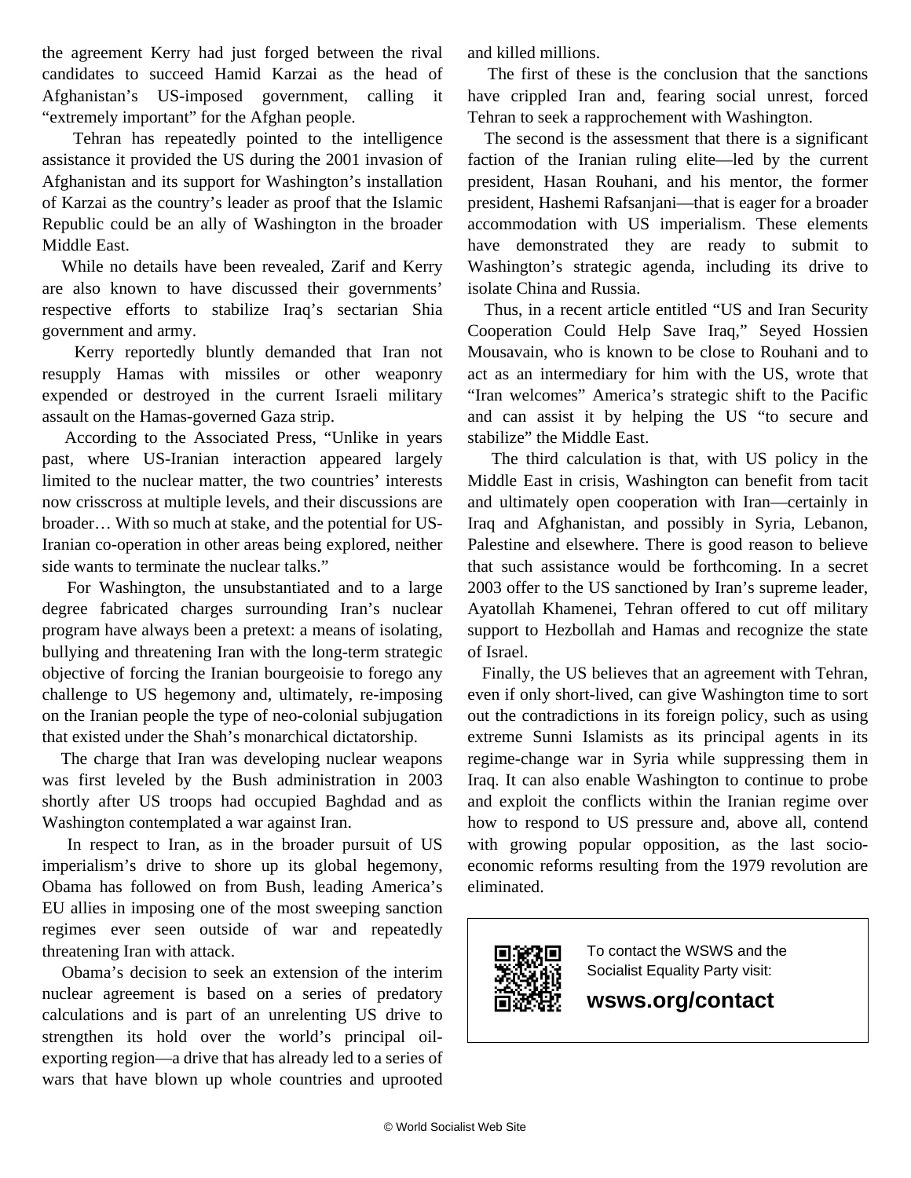the agreement Kerry had just forged between the rival candidates to succeed Hamid Karzai as the head of Afghanistan's US-imposed government, calling it "extremely important" for the Afghan people.

Tehran has repeatedly pointed to the intelligence assistance it provided the US during the 2001 invasion of Afghanistan and its support for Washington's installation of Karzai as the country's leader as proof that the Islamic Republic could be an ally of Washington in the broader Middle East.

While no details have been revealed, Zarif and Kerry are also known to have discussed their governments' respective efforts to stabilize Iraq's sectarian Shia government and army.

Kerry reportedly bluntly demanded that Iran not resupply Hamas with missiles or other weaponry expended or destroyed in the current Israeli military assault on the Hamas-governed Gaza strip.

According to the Associated Press, "Unlike in years past, where US-Iranian interaction appeared largely limited to the nuclear matter, the two countries' interests now crisscross at multiple levels, and their discussions are broader… With so much at stake, and the potential for US-Iranian co-operation in other areas being explored, neither side wants to terminate the nuclear talks."

For Washington, the unsubstantiated and to a large degree fabricated charges surrounding Iran's nuclear program have always been a pretext: a means of isolating, bullying and threatening Iran with the long-term strategic objective of forcing the Iranian bourgeoisie to forego any challenge to US hegemony and, ultimately, re-imposing on the Iranian people the type of neo-colonial subjugation that existed under the Shah's monarchical dictatorship.

The charge that Iran was developing nuclear weapons was first leveled by the Bush administration in 2003 shortly after US troops had occupied Baghdad and as Washington contemplated a war against Iran.

In respect to Iran, as in the broader pursuit of US imperialism's drive to shore up its global hegemony, Obama has followed on from Bush, leading America's EU allies in imposing one of the most sweeping sanction regimes ever seen outside of war and repeatedly threatening Iran with attack.

Obama's decision to seek an extension of the interim nuclear agreement is based on a series of predatory calculations and is part of an unrelenting US drive to strengthen its hold over the world's principal oil-exporting region—a drive that has already led to a series of wars that have blown up whole countries and uprooted and killed millions.

The first of these is the conclusion that the sanctions have crippled Iran and, fearing social unrest, forced Tehran to seek a rapprochement with Washington.

The second is the assessment that there is a significant faction of the Iranian ruling elite—led by the current president, Hasan Rouhani, and his mentor, the former president, Hashemi Rafsanjani—that is eager for a broader accommodation with US imperialism. These elements have demonstrated they are ready to submit to Washington's strategic agenda, including its drive to isolate China and Russia.

Thus, in a recent article entitled "US and Iran Security Cooperation Could Help Save Iraq," Seyed Hossien Mousavain, who is known to be close to Rouhani and to act as an intermediary for him with the US, wrote that "Iran welcomes" America's strategic shift to the Pacific and can assist it by helping the US "to secure and stabilize" the Middle East.

The third calculation is that, with US policy in the Middle East in crisis, Washington can benefit from tacit and ultimately open cooperation with Iran—certainly in Iraq and Afghanistan, and possibly in Syria, Lebanon, Palestine and elsewhere. There is good reason to believe that such assistance would be forthcoming. In a secret 2003 offer to the US sanctioned by Iran's supreme leader, Ayatollah Khamenei, Tehran offered to cut off military support to Hezbollah and Hamas and recognize the state of Israel.

Finally, the US believes that an agreement with Tehran, even if only short-lived, can give Washington time to sort out the contradictions in its foreign policy, such as using extreme Sunni Islamists as its principal agents in its regime-change war in Syria while suppressing them in Iraq. It can also enable Washington to continue to probe and exploit the conflicts within the Iranian regime over how to respond to US pressure and, above all, contend with growing popular opposition, as the last socio-economic reforms resulting from the 1979 revolution are eliminated.

To contact the WSWS and the Socialist Equality Party visit:

**wsws.org/contact**